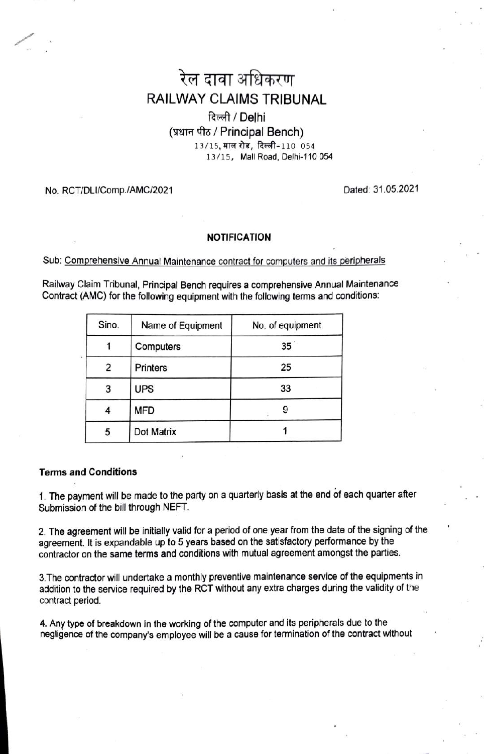# रेल दावा अधिकरण
# RAILWAY CLAIMS TRIBUNAL

## दिल्ली / Delhi

### (प्रधान पीठ / Principal Bench)

13/15, माल रोड, दिल्ली-110 054
13/15, Mall Road, Delhi-110 054

No. RCT/DLI/Comp./AMC/2021

Dated: 31.05.2021

**NOTIFICATION**

Sub: Comprehensive Annual Maintenance contract for computers and its peripherals

Railway Claim Tribunal, Principal Bench requires a comprehensive Annual Maintenance Contract (AMC) for the following equipment with the following terms and conditions:

| Sino. | Name of Equipment | No. of equipment |
|---|---|---|
| 1 | Computers | 35 |
| 2 | Printers | 25 |
| 3 | UPS | 33 |
| 4 | MFD | 9 |
| 5 | Dot Matrix | 1 |

**Terms and Conditions**

1. The payment will be made to the party on a quarterly basis at the end of each quarter after Submission of the bill through NEFT.

2. The agreement will be initially valid for a period of one year from the date of the signing of the agreement. It is expandable up to 5 years based on the satisfactory performance by the contractor on the same terms and conditions with mutual agreement amongst the parties.

3. The contractor will undertake a monthly preventive maintenance service of the equipments in addition to the service required by the RCT without any extra charges during the validity of the contract period.

4. Any type of breakdown in the working of the computer and its peripherals due to the negligence of the company's employee will be a cause for termination of the contract without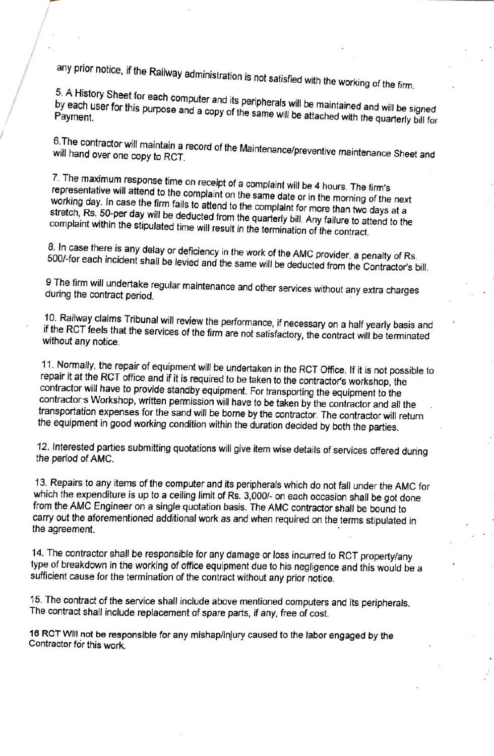any prior notice, if the Railway administration is not satisfied with the working of the firm.

5. A History Sheet for each computer and its peripherals will be maintained and will be signed by each user for this purpose and a copy of the same will be attached with the quarterly bill for Payment.

6.The contractor will maintain a record of the Maintenance/preventive maintenance Sheet and will hand over one copy to RCT.

7. The maximum response time on receipt of a complaint will be 4 hours. The firm's representative will attend to the complaint on the same date or in the morning of the next working day. In case the firm fails to attend to the complaint for more than two days at a stretch, Rs. 50-per day will be deducted from the quarterly bill. Any failure to attend to the complaint within the stipulated time will result in the termination of the contract.

8. In case there is any delay or deficiency in the work of the AMC provider, a penalty of Rs. 500/-for each incident shall be levied and the same will be deducted from the Contractor's bill.

9 The firm will undertake regular maintenance and other services without any extra charges during the contract period.

10. Railway claims Tribunal will review the performance, if necessary on a half yearly basis and if the RCT feels that the services of the firm are not satisfactory, the contract will be terminated without any notice.

11. Normally, the repair of equipment will be undertaken in the RCT Office. If it is not possible to repair it at the RCT office and if it is required to be taken to the contractor's workshop, the contractor will have to provide standby equipment. For transporting the equipment to the contractor's Workshop, written permission will have to be taken by the contractor and all the transportation expenses for the sand will be borne by the contractor. The contractor will return the equipment in good working condition within the duration decided by both the parties.

12. Interested parties submitting quotations will give item wise details of services offered during the period of AMC.

13. Repairs to any items of the computer and its peripherals which do not fall under the AMC for which the expenditure is up to a ceiling limit of Rs. 3,000/- on each occasion shall be got done from the AMC Engineer on a single quotation basis. The AMC contractor shall be bound to carry out the aforementioned additional work as and when required on the terms stipulated in the agreement.

14. The contractor shall be responsible for any damage or loss incurred to RCT property/any type of breakdown in the working of office equipment due to his negligence and this would be a sufficient cause for the termination of the contract without any prior notice.

15. The contract of the service shall include above mentioned computers and its peripherals. The contract shall include replacement of spare parts, if any, free of cost.

16 RCT Will not be responsible for any mishap/injury caused to the labor engaged by the Contractor for this work.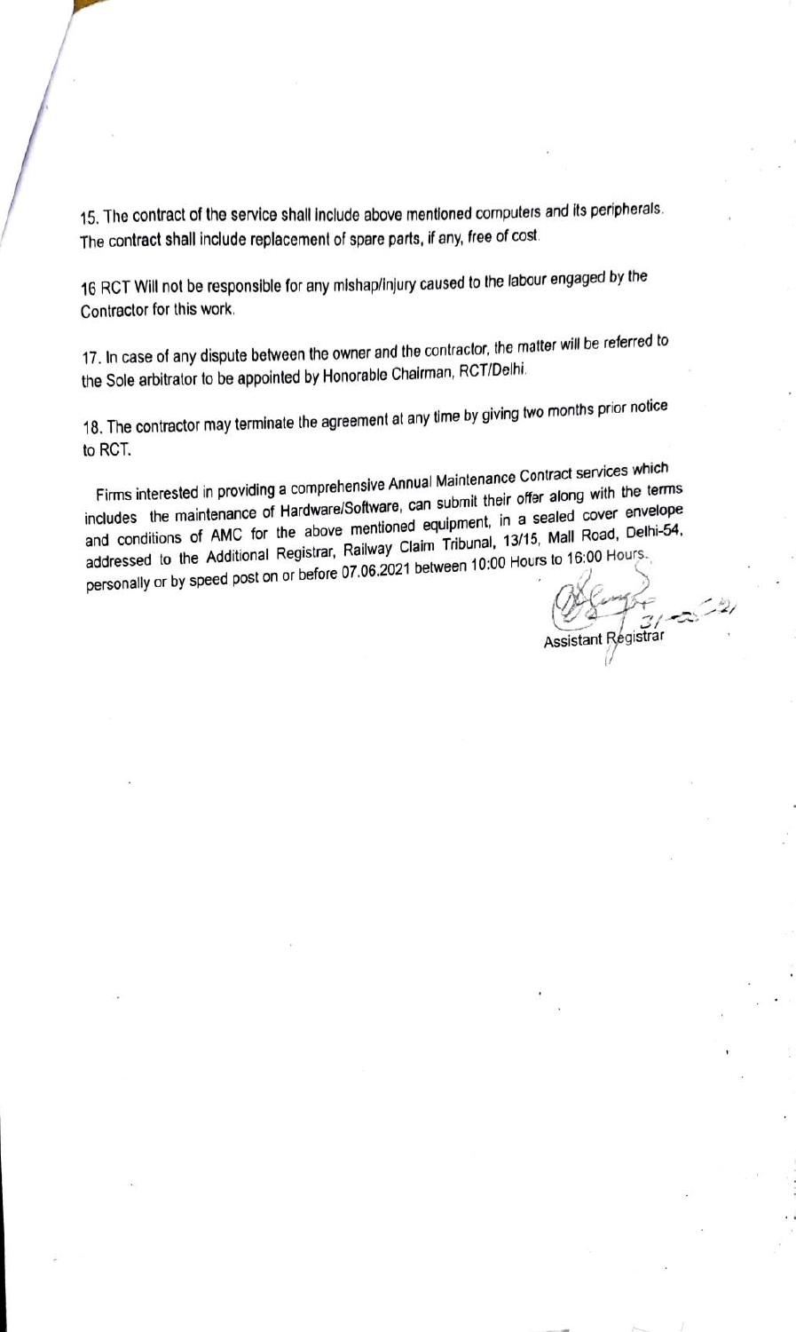15. The contract of the service shall include above mentioned computers and its peripherals. The contract shall include replacement of spare parts, if any, free of cost.

16 RCT Will not be responsible for any mishap/injury caused to the labour engaged by the Contractor for this work.

17. In case of any dispute between the owner and the contractor, the matter will be referred to the Sole arbitrator to be appointed by Honorable Chairman, RCT/Delhi.

18. The contractor may terminate the agreement at any time by giving two months prior notice to RCT.

Firms interested in providing a comprehensive Annual Maintenance Contract services which includes the maintenance of Hardware/Software, can submit their offer along with the terms and conditions of AMC for the above mentioned equipment, in a sealed cover envelope addressed to the Additional Registrar, Railway Claim Tribunal, 13/15, Mall Road, Delhi-54, personally or by speed post on or before 07.06.2021 between 10:00 Hours to 16:00 Hours.

31-5-21

Assistant Registrar